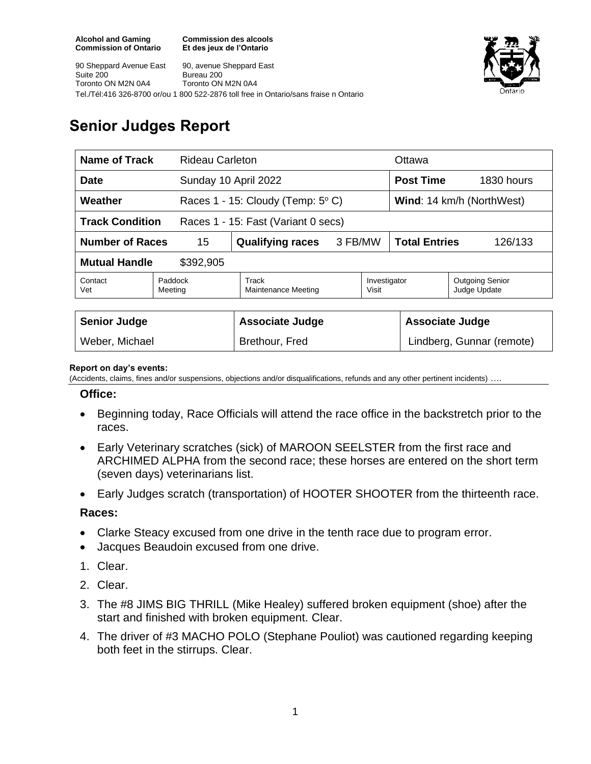**Alcohol and Gaming Commission of Ontario**
**Commission des alcools Et des jeux de l'Ontario**

90 Sheppard Avenue East
Suite 200
Toronto ON M2N 0A4

90, avenue Sheppard East
Bureau 200
Toronto ON M2N 0A4

Tel./Tél:416 326-8700 or/ou 1 800 522-2876 toll free in Ontario/sans fraise n Ontario

# Senior Judges Report

| **Name of Track** | Rideau Carleton | | | Ottawa | |
|---|---|---|---|---|---|
| **Date** | Sunday 10 April 2022 | | | **Post Time** | 1830 hours |
| **Weather** | Races 1 - 15: Cloudy (Temp: $5^o$ C) | | | **Wind**: 14 km/h (NorthWest) | |
| **Track Condition** | Races 1 - 15: Fast (Variant 0 secs) | | | | |
| **Number of Races** | 15 | **Qualifying races** | 3 FB/MW | **Total Entries** | 126/133 |
| **Mutual Handle** | $392,905 | | | | |
| Contact Vet | Paddock Meeting | Track Maintenance Meeting | | Investigator Visit | Outgoing Senior Judge Update |

| **Senior Judge** | **Associate Judge** | **Associate Judge** |
|---|---|---|
| Weber, Michael | Brethour, Fred | Lindberg, Gunnar (remote) |

**Report on day's events:**
(Accidents, claims, fines and/or suspensions, objections and/or disqualifications, refunds and any other pertinent incidents) ….

### Office:

- Beginning today, Race Officials will attend the race office in the backstretch prior to the races.
- Early Veterinary scratches (sick) of MAROON SEELSTER from the first race and ARCHIMED ALPHA from the second race; these horses are entered on the short term (seven days) veterinarians list.
- Early Judges scratch (transportation) of HOOTER SHOOTER from the thirteenth race.

### Races:

- Clarke Steacy excused from one drive in the tenth race due to program error.
- Jacques Beaudoin excused from one drive.

1. Clear.
2. Clear.
3. The #8 JIMS BIG THRILL (Mike Healey) suffered broken equipment (shoe) after the start and finished with broken equipment. Clear.
4. The driver of #3 MACHO POLO (Stephane Pouliot) was cautioned regarding keeping both feet in the stirrups. Clear.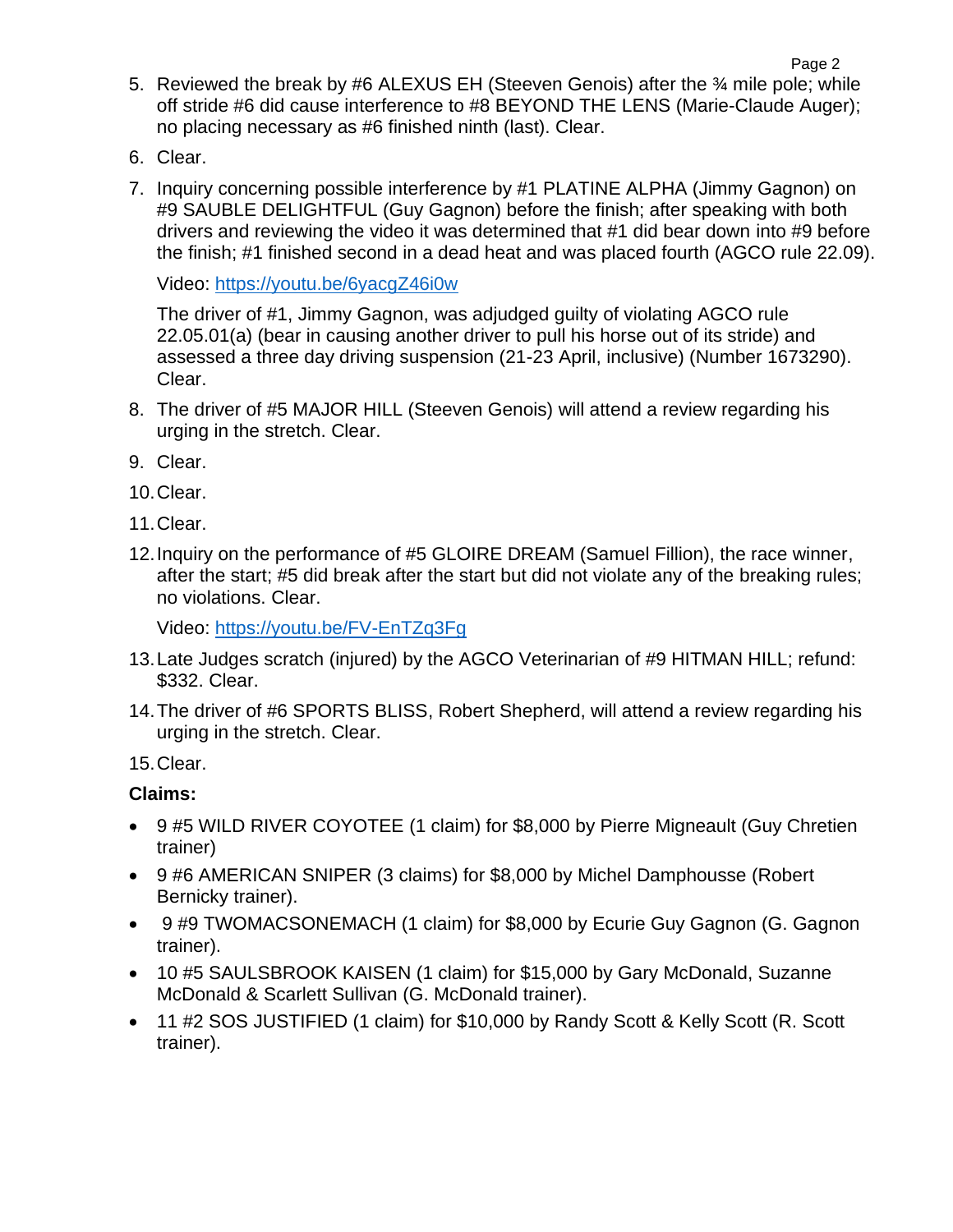5. Reviewed the break by #6 ALEXUS EH (Steeven Genois) after the ¾ mile pole; while off stride #6 did cause interference to #8 BEYOND THE LENS (Marie-Claude Auger); no placing necessary as #6 finished ninth (last). Clear.
6. Clear.
7. Inquiry concerning possible interference by #1 PLATINE ALPHA (Jimmy Gagnon) on #9 SAUBLE DELIGHTFUL (Guy Gagnon) before the finish; after speaking with both drivers and reviewing the video it was determined that #1 did bear down into #9 before the finish; #1 finished second in a dead heat and was placed fourth (AGCO rule 22.09).

   Video: https://youtu.be/6yacgZ46i0w

   The driver of #1, Jimmy Gagnon, was adjudged guilty of violating AGCO rule 22.05.01(a) (bear in causing another driver to pull his horse out of its stride) and assessed a three day driving suspension (21-23 April, inclusive) (Number 1673290). Clear.
8. The driver of #5 MAJOR HILL (Steeven Genois) will attend a review regarding his urging in the stretch. Clear.
9. Clear.
10. Clear.
11. Clear.
12. Inquiry on the performance of #5 GLOIRE DREAM (Samuel Fillion), the race winner, after the start; #5 did break after the start but did not violate any of the breaking rules; no violations. Clear.

    Video: https://youtu.be/FV-EnTZq3Fg
13. Late Judges scratch (injured) by the AGCO Veterinarian of #9 HITMAN HILL; refund: $332. Clear.
14. The driver of #6 SPORTS BLISS, Robert Shepherd, will attend a review regarding his urging in the stretch. Clear.
15. Clear.

**Claims:**

- 9 #5 WILD RIVER COYOTEE (1 claim) for $8,000 by Pierre Migneault (Guy Chretien trainer)
- 9 #6 AMERICAN SNIPER (3 claims) for $8,000 by Michel Damphousse (Robert Bernicky trainer).
- 9 #9 TWOMACSONEMACH (1 claim) for $8,000 by Ecurie Guy Gagnon (G. Gagnon trainer).
- 10 #5 SAULSBROOK KAISEN (1 claim) for $15,000 by Gary McDonald, Suzanne McDonald & Scarlett Sullivan (G. McDonald trainer).
- 11 #2 SOS JUSTIFIED (1 claim) for $10,000 by Randy Scott & Kelly Scott (R. Scott trainer).